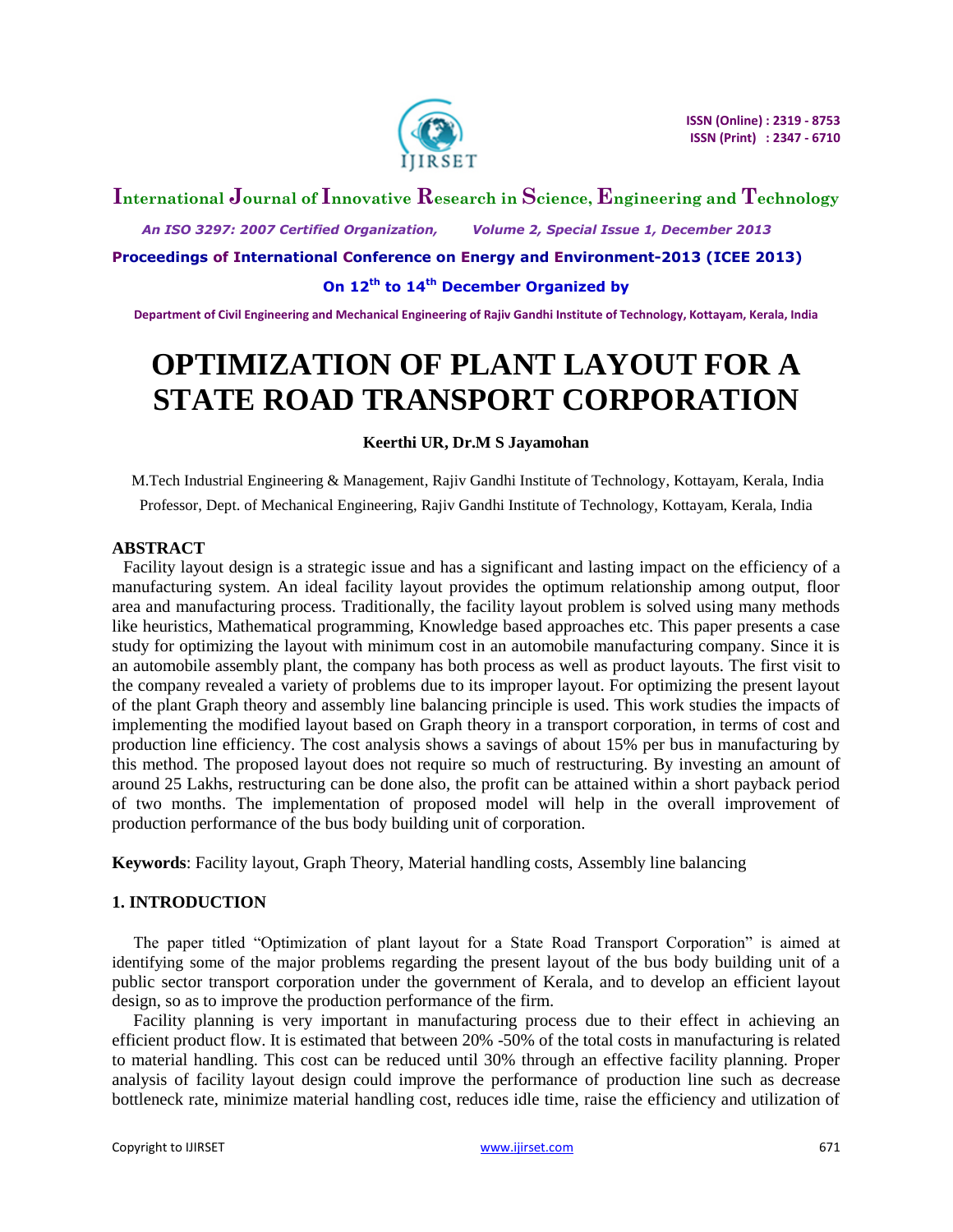# OPTIMIZATION OF PLANT LAYOUT FOR A STATE ROAD TRANSPORT CORPORATION

**Keerthi UR, Dr.M S Jayamohan**

M.Tech Industrial Engineering & Management, Rajiv Gandhi Institute of Technology, Kottayam, Kerala, India

Professor, Dept. of Mechanical Engineering, Rajiv Gandhi Institute of Technology, Kottayam, Kerala, India

## ABSTRACT

Facility layout design is a strategic issue and has a significant and lasting impact on the efficiency of a manufacturing system. An ideal facility layout provides the optimum relationship among output, floor area and manufacturing process. Traditionally, the facility layout problem is solved using many methods like heuristics, Mathematical programming, Knowledge based approaches etc. This paper presents a case study for optimizing the layout with minimum cost in an automobile manufacturing company. Since it is an automobile assembly plant, the company has both process as well as product layouts. The first visit to the company revealed a variety of problems due to its improper layout. For optimizing the present layout of the plant Graph theory and assembly line balancing principle is used. This work studies the impacts of implementing the modified layout based on Graph theory in a transport corporation, in terms of cost and production line efficiency. The cost analysis shows a savings of about 15% per bus in manufacturing by this method. The proposed layout does not require so much of restructuring. By investing an amount of around 25 Lakhs, restructuring can be done also, the profit can be attained within a short payback period of two months. The implementation of proposed model will help in the overall improvement of production performance of the bus body building unit of corporation.

**Keywords**: Facility layout, Graph Theory, Material handling costs, Assembly line balancing

## 1. INTRODUCTION

The paper titled "Optimization of plant layout for a State Road Transport Corporation" is aimed at identifying some of the major problems regarding the present layout of the bus body building unit of a public sector transport corporation under the government of Kerala, and to develop an efficient layout design, so as to improve the production performance of the firm.

Facility planning is very important in manufacturing process due to their effect in achieving an efficient product flow. It is estimated that between 20% -50% of the total costs in manufacturing is related to material handling. This cost can be reduced until 30% through an effective facility planning. Proper analysis of facility layout design could improve the performance of production line such as decrease bottleneck rate, minimize material handling cost, reduces idle time, raise the efficiency and utilization of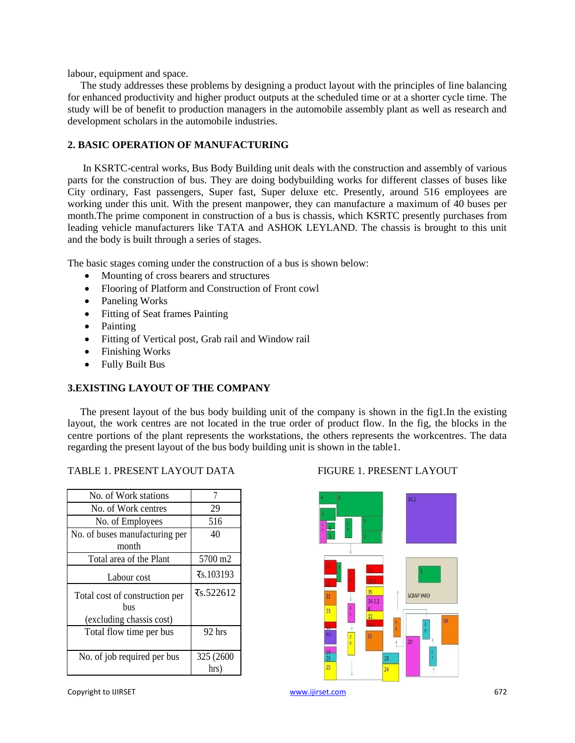labour, equipment and space.

The study addresses these problems by designing a product layout with the principles of line balancing for enhanced productivity and higher product outputs at the scheduled time or at a shorter cycle time. The study will be of benefit to production managers in the automobile assembly plant as well as research and development scholars in the automobile industries.

## 2. BASIC OPERATION OF MANUFACTURING

In KSRTC-central works, Bus Body Building unit deals with the construction and assembly of various parts for the construction of bus. They are doing bodybuilding works for different classes of buses like City ordinary, Fast passengers, Super fast, Super deluxe etc. Presently, around 516 employees are working under this unit. With the present manpower, they can manufacture a maximum of 40 buses per month.The prime component in construction of a bus is chassis, which KSRTC presently purchases from leading vehicle manufacturers like TATA and ASHOK LEYLAND. The chassis is brought to this unit and the body is built through a series of stages.

The basic stages coming under the construction of a bus is shown below:

- Mounting of cross bearers and structures
- Flooring of Platform and Construction of Front cowl
- Paneling Works
- Fitting of Seat frames Painting
- Painting
- Fitting of Vertical post, Grab rail and Window rail
- Finishing Works
- Fully Built Bus

## 3.EXISTING LAYOUT OF THE COMPANY

The present layout of the bus body building unit of the company is shown in the fig1.In the existing layout, the work centres are not located in the true order of product flow. In the fig, the blocks in the centre portions of the plant represents the workstations, the others represents the workcentres. The data regarding the present layout of the bus body building unit is shown in the table1.

TABLE 1. PRESENT LAYOUT DATA

| | |
|---|---|
| No. of Work stations | 7 |
| No. of Work centres | 29 |
| No. of Employees | 516 |
| No. of buses manufacturing per month | 40 |
| Total area of the Plant | 5700 m2 |
| Labour cost | ₹s.103193 |
| Total cost of construction per bus (excluding chassis cost) | ₹s.522612 |
| Total flow time per bus | 92 hrs |
| No. of job required per bus | 325 (2600 hrs) |

FIGURE 1. PRESENT LAYOUT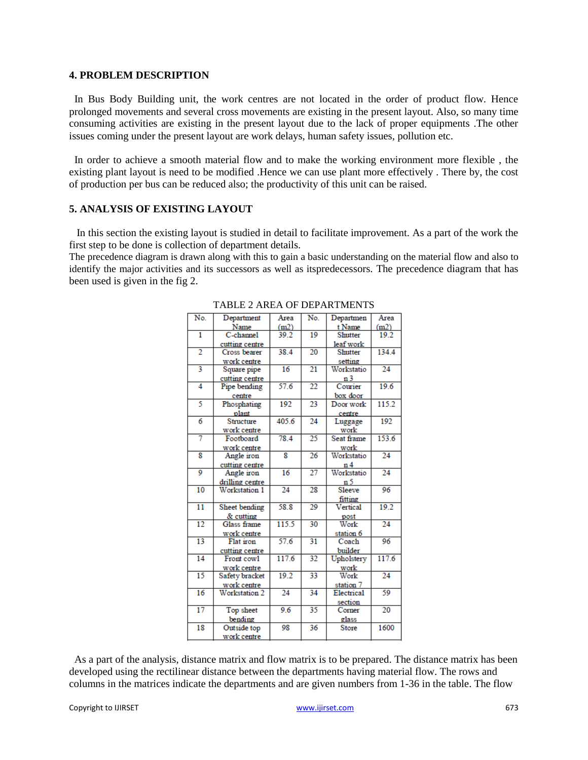## 4. PROBLEM DESCRIPTION

In Bus Body Building unit, the work centres are not located in the order of product flow. Hence prolonged movements and several cross movements are existing in the present layout. Also, so many time consuming activities are existing in the present layout due to the lack of proper equipments .The other issues coming under the present layout are work delays, human safety issues, pollution etc.

In order to achieve a smooth material flow and to make the working environment more flexible , the existing plant layout is need to be modified .Hence we can use plant more effectively . There by, the cost of production per bus can be reduced also; the productivity of this unit can be raised.

## 5. ANALYSIS OF EXISTING LAYOUT

In this section the existing layout is studied in detail to facilitate improvement. As a part of the work the first step to be done is collection of department details.
The precedence diagram is drawn along with this to gain a basic understanding on the material flow and also to identify the major activities and its successors as well as itspredecessors. The precedence diagram that has been used is given in the fig 2.

TABLE 2 AREA OF DEPARTMENTS

| No. | Department Name | Area (m2) | No. | Departmen t Name | Area (m2) |
|---|---|---|---|---|---|
| 1 | C-channel cutting centre | 39.2 | 19 | Shutter leaf work | 19.2 |
| 2 | Cross bearer work centre | 38.4 | 20 | Shutter setting | 134.4 |
| 3 | Square pipe cutting centre | 16 | 21 | Workstatio n 3 | 24 |
| 4 | Pipe bending centre | 57.6 | 22 | Courier box door | 19.6 |
| 5 | Phosphating plant | 192 | 23 | Door work centre | 115.2 |
| 6 | Structure work centre | 405.6 | 24 | Luggage work | 192 |
| 7 | Footboard work centre | 78.4 | 25 | Seat frame work | 153.6 |
| 8 | Angle iron cutting centre | 8 | 26 | Workstatio n 4 | 24 |
| 9 | Angle iron drilling centre | 16 | 27 | Workstatio n 5 | 24 |
| 10 | Workstation 1 | 24 | 28 | Sleeve fitting | 96 |
| 11 | Sheet bending & cutting | 58.8 | 29 | Vertical post | 19.2 |
| 12 | Glass frame work centre | 115.5 | 30 | Work station 6 | 24 |
| 13 | Flat iron cutting centre | 57.6 | 31 | Coach builder | 96 |
| 14 | Front cowl work centre | 117.6 | 32 | Upholstery work | 117.6 |
| 15 | Safety bracket work centre | 19.2 | 33 | Work station 7 | 24 |
| 16 | Workstation 2 | 24 | 34 | Electrical section | 59 |
| 17 | Top sheet bending | 9.6 | 35 | Corner glass | 20 |
| 18 | Outside top work centre | 98 | 36 | Store | 1600 |

As a part of the analysis, distance matrix and flow matrix is to be prepared. The distance matrix has been developed using the rectilinear distance between the departments having material flow. The rows and columns in the matrices indicate the departments and are given numbers from 1-36 in the table. The flow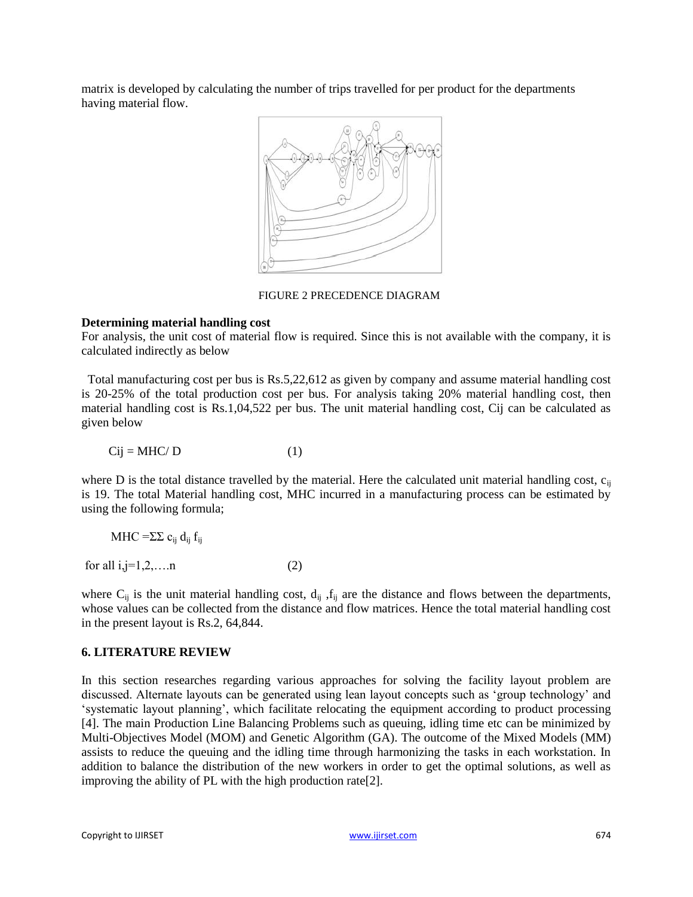matrix is developed by calculating the number of trips travelled for per product for the departments having material flow.

FIGURE 2 PRECEDENCE DIAGRAM

**Determining material handling cost**

For analysis, the unit cost of material flow is required. Since this is not available with the company, it is calculated indirectly as below

Total manufacturing cost per bus is Rs.5,22,612 as given by company and assume material handling cost is 20-25% of the total production cost per bus. For analysis taking 20% material handling cost, then material handling cost is Rs.1,04,522 per bus. The unit material handling cost, Cij can be calculated as given below

$$Cij = MHC/ D \qquad (1)$$

where D is the total distance travelled by the material. Here the calculated unit material handling cost, $c_{ij}$ is 19. The total Material handling cost, MHC incurred in a manufacturing process can be estimated by using the following formula;

$$MHC = \Sigma\Sigma\ c_{ij}\ d_{ij}\ f_{ij}$$

for all i,j=1,2,….n (2)

where $C_{ij}$ is the unit material handling cost, $d_{ij}$ ,$f_{ij}$ are the distance and flows between the departments, whose values can be collected from the distance and flow matrices. Hence the total material handling cost in the present layout is Rs.2, 64,844.

## 6. LITERATURE REVIEW

In this section researches regarding various approaches for solving the facility layout problem are discussed. Alternate layouts can be generated using lean layout concepts such as 'group technology' and 'systematic layout planning', which facilitate relocating the equipment according to product processing [4]. The main Production Line Balancing Problems such as queuing, idling time etc can be minimized by Multi-Objectives Model (MOM) and Genetic Algorithm (GA). The outcome of the Mixed Models (MM) assists to reduce the queuing and the idling time through harmonizing the tasks in each workstation. In addition to balance the distribution of the new workers in order to get the optimal solutions, as well as improving the ability of PL with the high production rate[2].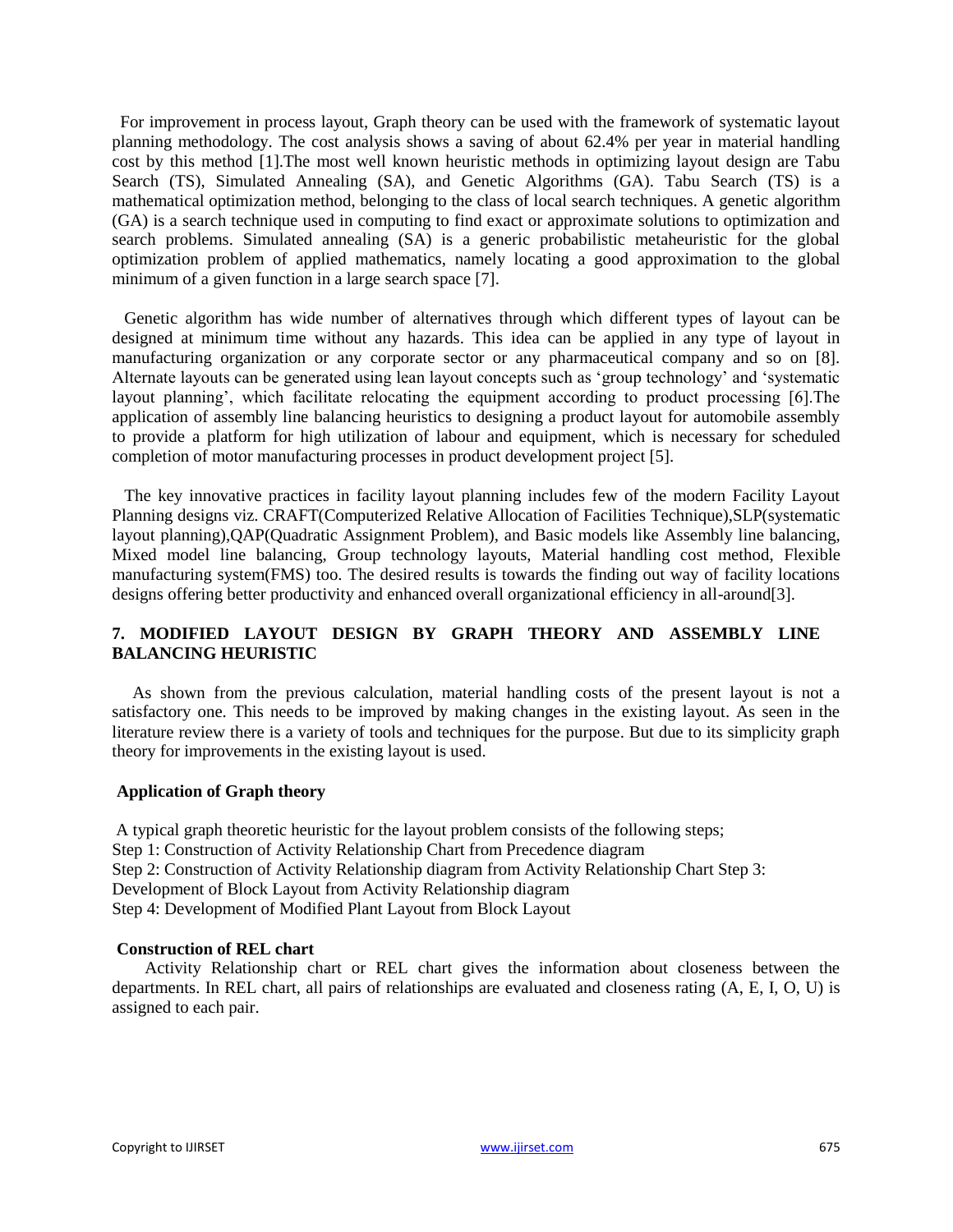For improvement in process layout, Graph theory can be used with the framework of systematic layout planning methodology. The cost analysis shows a saving of about 62.4% per year in material handling cost by this method [1].The most well known heuristic methods in optimizing layout design are Tabu Search (TS), Simulated Annealing (SA), and Genetic Algorithms (GA). Tabu Search (TS) is a mathematical optimization method, belonging to the class of local search techniques. A genetic algorithm (GA) is a search technique used in computing to find exact or approximate solutions to optimization and search problems. Simulated annealing (SA) is a generic probabilistic metaheuristic for the global optimization problem of applied mathematics, namely locating a good approximation to the global minimum of a given function in a large search space [7].

Genetic algorithm has wide number of alternatives through which different types of layout can be designed at minimum time without any hazards. This idea can be applied in any type of layout in manufacturing organization or any corporate sector or any pharmaceutical company and so on [8]. Alternate layouts can be generated using lean layout concepts such as 'group technology' and 'systematic layout planning', which facilitate relocating the equipment according to product processing [6].The application of assembly line balancing heuristics to designing a product layout for automobile assembly to provide a platform for high utilization of labour and equipment, which is necessary for scheduled completion of motor manufacturing processes in product development project [5].

The key innovative practices in facility layout planning includes few of the modern Facility Layout Planning designs viz. CRAFT(Computerized Relative Allocation of Facilities Technique),SLP(systematic layout planning),QAP(Quadratic Assignment Problem), and Basic models like Assembly line balancing, Mixed model line balancing, Group technology layouts, Material handling cost method, Flexible manufacturing system(FMS) too. The desired results is towards the finding out way of facility locations designs offering better productivity and enhanced overall organizational efficiency in all-around[3].

## 7. MODIFIED LAYOUT DESIGN BY GRAPH THEORY AND ASSEMBLY LINE BALANCING HEURISTIC

As shown from the previous calculation, material handling costs of the present layout is not a satisfactory one. This needs to be improved by making changes in the existing layout. As seen in the literature review there is a variety of tools and techniques for the purpose. But due to its simplicity graph theory for improvements in the existing layout is used.

### Application of Graph theory

A typical graph theoretic heuristic for the layout problem consists of the following steps;
Step 1: Construction of Activity Relationship Chart from Precedence diagram
Step 2: Construction of Activity Relationship diagram from Activity Relationship Chart Step 3:
Development of Block Layout from Activity Relationship diagram
Step 4: Development of Modified Plant Layout from Block Layout

### Construction of REL chart

Activity Relationship chart or REL chart gives the information about closeness between the departments. In REL chart, all pairs of relationships are evaluated and closeness rating (A, E, I, O, U) is assigned to each pair.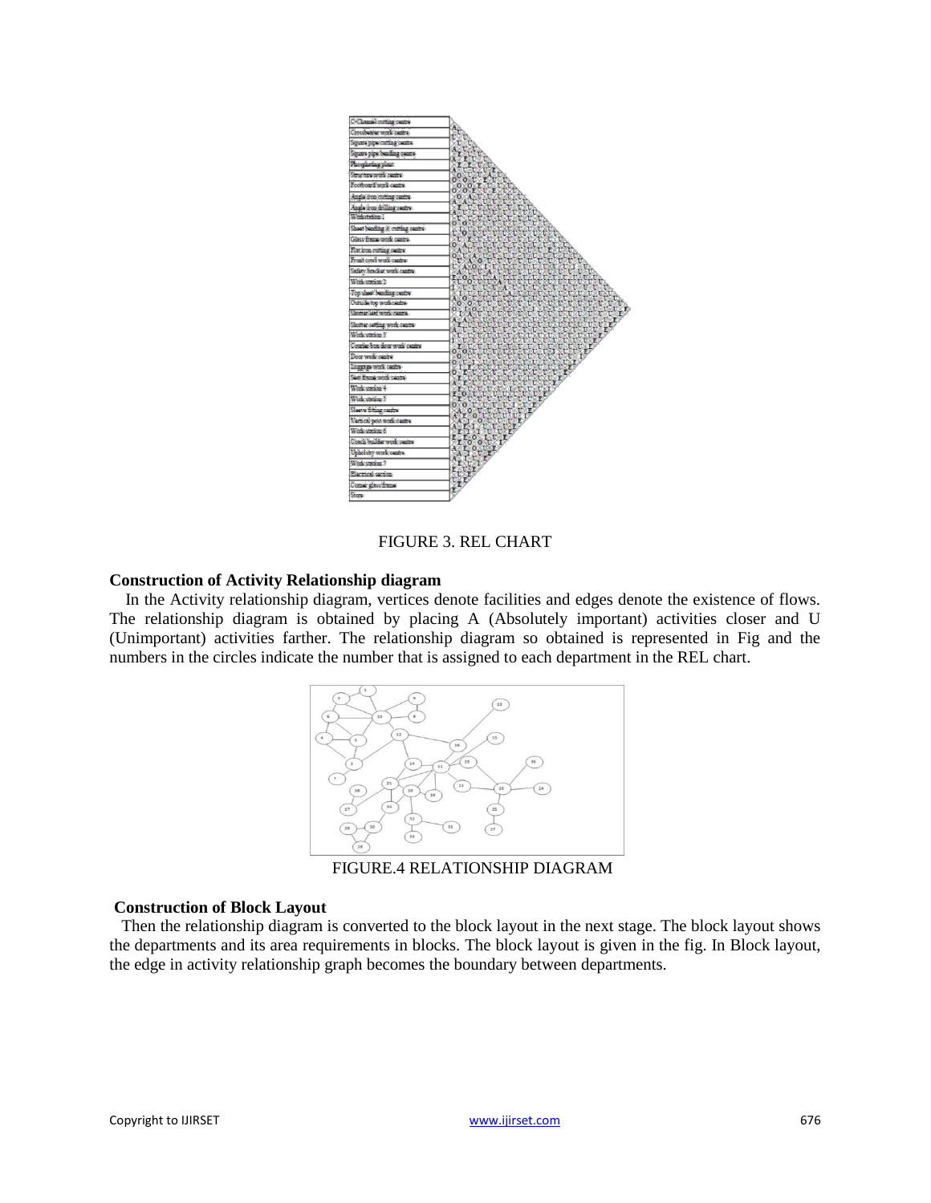FIGURE 3. REL CHART

**Construction of Activity Relationship diagram**

In the Activity relationship diagram, vertices denote facilities and edges denote the existence of flows. The relationship diagram is obtained by placing A (Absolutely important) activities closer and U (Unimportant) activities farther. The relationship diagram so obtained is represented in Fig and the numbers in the circles indicate the number that is assigned to each department in the REL chart.

FIGURE.4 RELATIONSHIP DIAGRAM

**Construction of Block Layout**

Then the relationship diagram is converted to the block layout in the next stage. The block layout shows the departments and its area requirements in blocks. The block layout is given in the fig. In Block layout, the edge in activity relationship graph becomes the boundary between departments.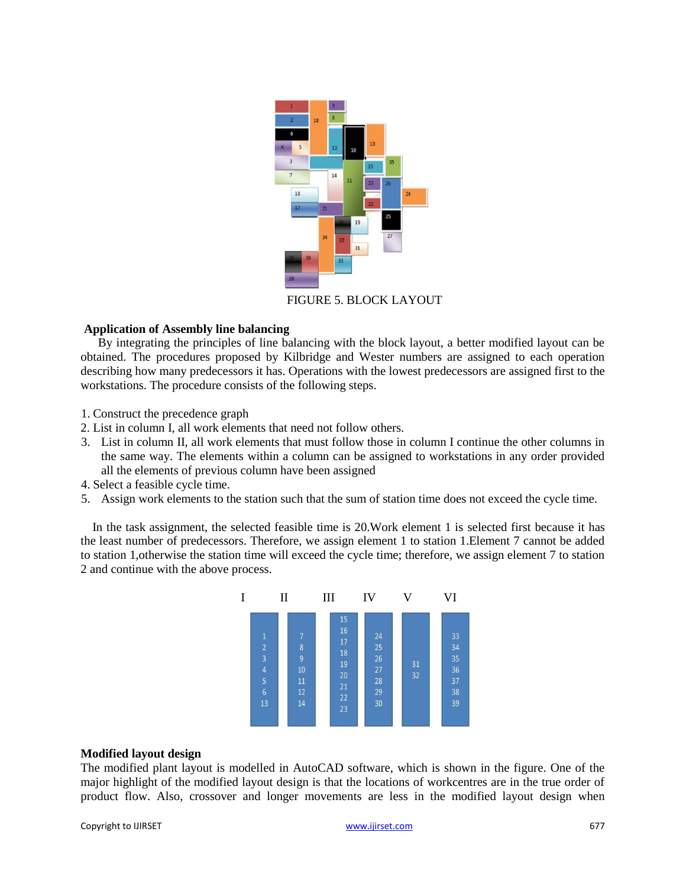FIGURE 5. BLOCK LAYOUT

**Application of Assembly line balancing**

By integrating the principles of line balancing with the block layout, a better modified layout can be obtained. The procedures proposed by Kilbridge and Wester numbers are assigned to each operation describing how many predecessors it has. Operations with the lowest predecessors are assigned first to the workstations. The procedure consists of the following steps.

1. Construct the precedence graph
2. List in column I, all work elements that need not follow others.
3. List in column II, all work elements that must follow those in column I continue the other columns in the same way. The elements within a column can be assigned to workstations in any order provided all the elements of previous column have been assigned
4. Select a feasible cycle time.
5. Assign work elements to the station such that the sum of station time does not exceed the cycle time.

In the task assignment, the selected feasible time is 20.Work element 1 is selected first because it has the least number of predecessors. Therefore, we assign element 1 to station 1.Element 7 cannot be added to station 1,otherwise the station time will exceed the cycle time; therefore, we assign element 7 to station 2 and continue with the above process.

| I | II | III | IV | V | VI |
|---|---|---|---|---|---|
| 1 | 7 | 15 | 24 | 31 | 33 |
| 2 | 8 | 16 | 25 | 32 | 34 |
| 3 | 9 | 17 | 26 | | 35 |
| 4 | 10 | 18 | 27 | | 36 |
| 5 | 11 | 19 | 28 | | 37 |
| 6 | 12 | 20 | 29 | | 38 |
| 13 | 14 | 21 | 30 | | 39 |
| | | 22 | | | |
| | | 23 | | | |

**Modified layout design**

The modified plant layout is modelled in AutoCAD software, which is shown in the figure. One of the major highlight of the modified layout design is that the locations of workcentres are in the true order of product flow. Also, crossover and longer movements are less in the modified layout design when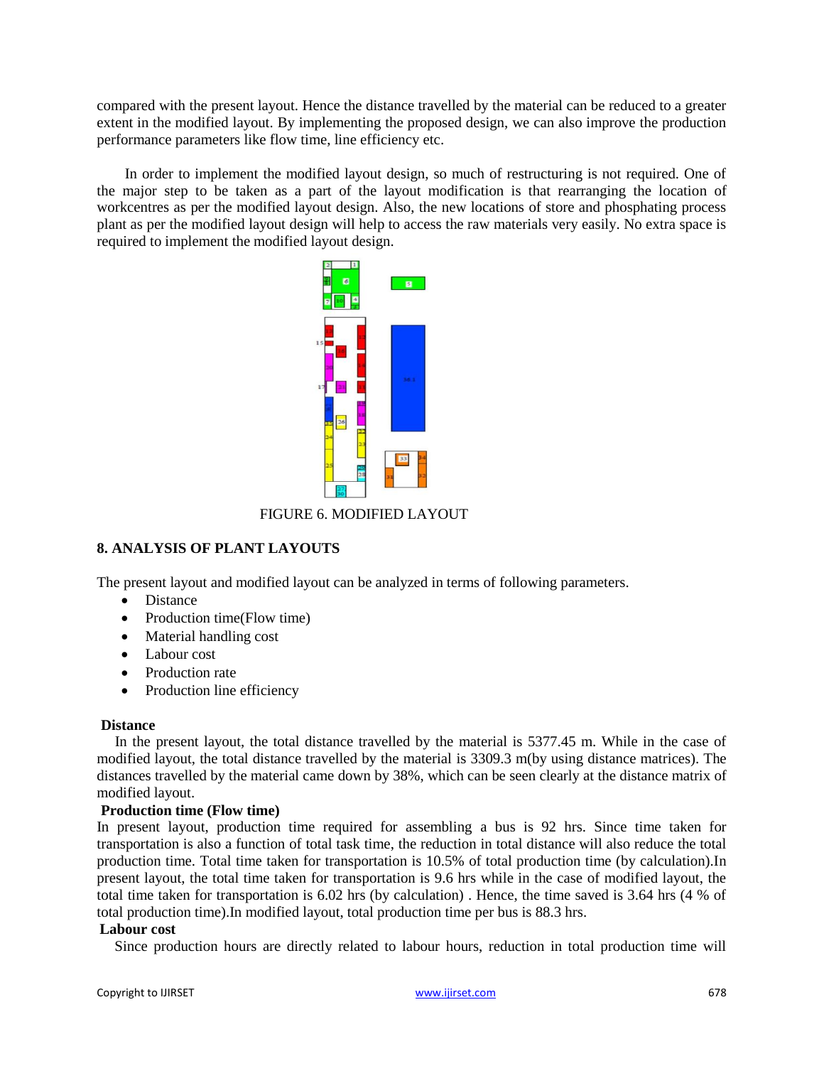compared with the present layout. Hence the distance travelled by the material can be reduced to a greater extent in the modified layout. By implementing the proposed design, we can also improve the production performance parameters like flow time, line efficiency etc.

In order to implement the modified layout design, so much of restructuring is not required. One of the major step to be taken as a part of the layout modification is that rearranging the location of workcentres as per the modified layout design. Also, the new locations of store and phosphating process plant as per the modified layout design will help to access the raw materials very easily. No extra space is required to implement the modified layout design.

FIGURE 6. MODIFIED LAYOUT

## 8. ANALYSIS OF PLANT LAYOUTS

The present layout and modified layout can be analyzed in terms of following parameters.

- Distance
- Production time(Flow time)
- Material handling cost
- Labour cost
- Production rate
- Production line efficiency

**Distance**

In the present layout, the total distance travelled by the material is 5377.45 m. While in the case of modified layout, the total distance travelled by the material is 3309.3 m(by using distance matrices). The distances travelled by the material came down by 38%, which can be seen clearly at the distance matrix of modified layout.

**Production time (Flow time)**

In present layout, production time required for assembling a bus is 92 hrs. Since time taken for transportation is also a function of total task time, the reduction in total distance will also reduce the total production time. Total time taken for transportation is 10.5% of total production time (by calculation).In present layout, the total time taken for transportation is 9.6 hrs while in the case of modified layout, the total time taken for transportation is 6.02 hrs (by calculation) . Hence, the time saved is 3.64 hrs (4 % of total production time).In modified layout, total production time per bus is 88.3 hrs.

**Labour cost**

Since production hours are directly related to labour hours, reduction in total production time will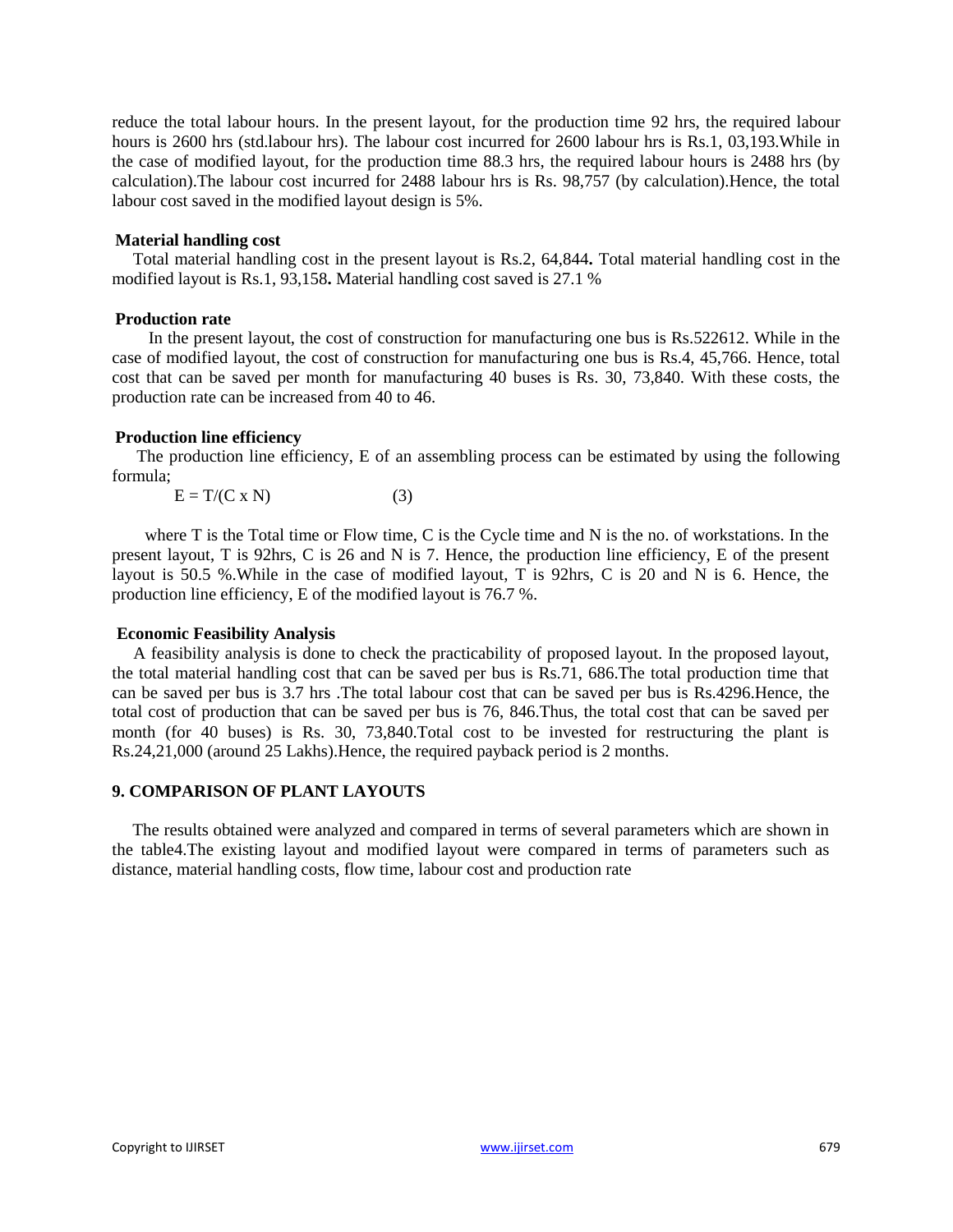reduce the total labour hours. In the present layout, for the production time 92 hrs, the required labour hours is 2600 hrs (std.labour hrs). The labour cost incurred for 2600 labour hrs is Rs.1, 03,193.While in the case of modified layout, for the production time 88.3 hrs, the required labour hours is 2488 hrs (by calculation).The labour cost incurred for 2488 labour hrs is Rs. 98,757 (by calculation).Hence, the total labour cost saved in the modified layout design is 5%.

**Material handling cost**

Total material handling cost in the present layout is Rs.2, 64,844**.** Total material handling cost in the modified layout is Rs.1, 93,158**.** Material handling cost saved is 27.1 %

**Production rate**

In the present layout, the cost of construction for manufacturing one bus is Rs.522612. While in the case of modified layout, the cost of construction for manufacturing one bus is Rs.4, 45,766. Hence, total cost that can be saved per month for manufacturing 40 buses is Rs. 30, 73,840. With these costs, the production rate can be increased from 40 to 46.

**Production line efficiency**

The production line efficiency, E of an assembling process can be estimated by using the following formula;

$$E = T/(C \times N) \qquad (3)$$

where T is the Total time or Flow time, C is the Cycle time and N is the no. of workstations. In the present layout, T is 92hrs, C is 26 and N is 7. Hence, the production line efficiency, E of the present layout is 50.5 %.While in the case of modified layout, T is 92hrs, C is 20 and N is 6. Hence, the production line efficiency, E of the modified layout is 76.7 %.

**Economic Feasibility Analysis**

A feasibility analysis is done to check the practicability of proposed layout. In the proposed layout, the total material handling cost that can be saved per bus is Rs.71, 686.The total production time that can be saved per bus is 3.7 hrs .The total labour cost that can be saved per bus is Rs.4296.Hence, the total cost of production that can be saved per bus is 76, 846.Thus, the total cost that can be saved per month (for 40 buses) is Rs. 30, 73,840.Total cost to be invested for restructuring the plant is Rs.24,21,000 (around 25 Lakhs).Hence, the required payback period is 2 months.

## 9. COMPARISON OF PLANT LAYOUTS

The results obtained were analyzed and compared in terms of several parameters which are shown in the table4.The existing layout and modified layout were compared in terms of parameters such as distance, material handling costs, flow time, labour cost and production rate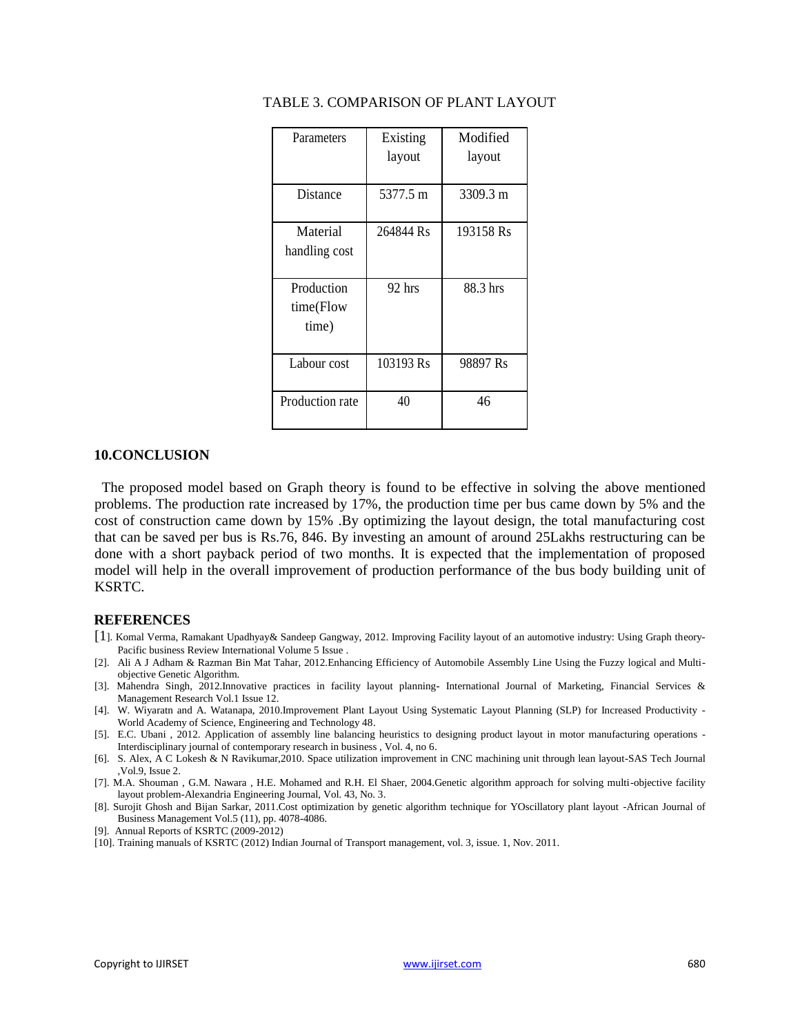TABLE 3. COMPARISON OF PLANT LAYOUT

| Parameters | Existing layout | Modified layout |
|---|---|---|
| Distance | 5377.5 m | 3309.3 m |
| Material handling cost | 264844 Rs | 193158 Rs |
| Production time(Flow time) | 92 hrs | 88.3 hrs |
| Labour cost | 103193 Rs | 98897 Rs |
| Production rate | 40 | 46 |

## 10.CONCLUSION

The proposed model based on Graph theory is found to be effective in solving the above mentioned problems. The production rate increased by 17%, the production time per bus came down by 5% and the cost of construction came down by 15% .By optimizing the layout design, the total manufacturing cost that can be saved per bus is Rs.76, 846. By investing an amount of around 25Lakhs restructuring can be done with a short payback period of two months. It is expected that the implementation of proposed model will help in the overall improvement of production performance of the bus body building unit of KSRTC.

## REFERENCES

[1]. Komal Verma, Ramakant Upadhyay& Sandeep Gangway, 2012. Improving Facility layout of an automotive industry: Using Graph theory-Pacific business Review International Volume 5 Issue .

[2]. Ali A J Adham & Razman Bin Mat Tahar, 2012.Enhancing Efficiency of Automobile Assembly Line Using the Fuzzy logical and Multi-objective Genetic Algorithm.

[3]. Mahendra Singh, 2012.Innovative practices in facility layout planning- International Journal of Marketing, Financial Services & Management Research Vol.1 Issue 12.

[4]. W. Wiyaratn and A. Watanapa, 2010.Improvement Plant Layout Using Systematic Layout Planning (SLP) for Increased Productivity - World Academy of Science, Engineering and Technology 48.

[5]. E.C. Ubani , 2012. Application of assembly line balancing heuristics to designing product layout in motor manufacturing operations - Interdisciplinary journal of contemporary research in business , Vol. 4, no 6.

[6]. S. Alex, A C Lokesh & N Ravikumar,2010. Space utilization improvement in CNC machining unit through lean layout-SAS Tech Journal ,Vol.9, Issue 2.

[7]. M.A. Shouman , G.M. Nawara , H.E. Mohamed and R.H. El Shaer, 2004.Genetic algorithm approach for solving multi-objective facility layout problem-Alexandria Engineering Journal, Vol. 43, No. 3.

[8]. Surojit Ghosh and Bijan Sarkar, 2011.Cost optimization by genetic algorithm technique for YOscillatory plant layout -African Journal of Business Management Vol.5 (11), pp. 4078-4086.

[9]. Annual Reports of KSRTC (2009-2012)

[10]. Training manuals of KSRTC (2012) Indian Journal of Transport management, vol. 3, issue. 1, Nov. 2011.